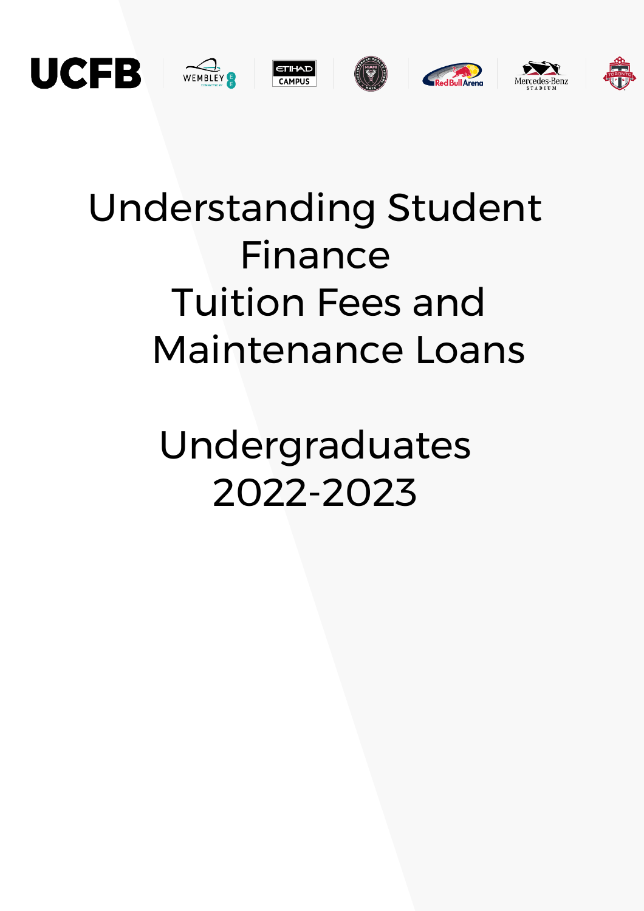UCFB

# Understanding Student Finance
# Tuition Fees and Maintenance Loans

## Undergraduates 2022-2023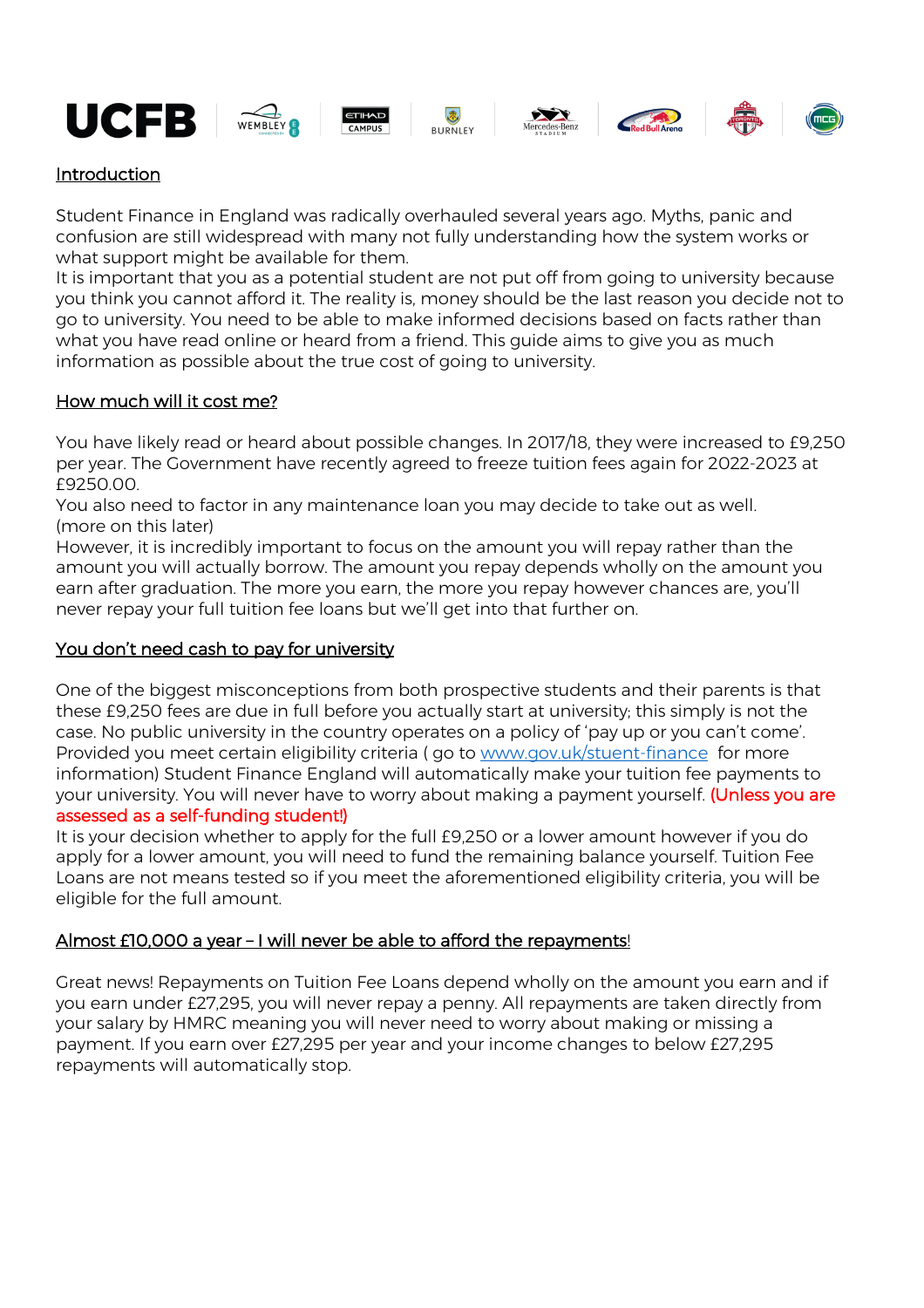## Introduction

Student Finance in England was radically overhauled several years ago. Myths, panic and confusion are still widespread with many not fully understanding how the system works or what support might be available for them.

It is important that you as a potential student are not put off from going to university because you think you cannot afford it. The reality is, money should be the last reason you decide not to go to university. You need to be able to make informed decisions based on facts rather than what you have read online or heard from a friend. This guide aims to give you as much information as possible about the true cost of going to university.

## How much will it cost me?

You have likely read or heard about possible changes. In 2017/18, they were increased to £9,250 per year. The Government have recently agreed to freeze tuition fees again for 2022-2023 at £9250.00.

You also need to factor in any maintenance loan you may decide to take out as well. (more on this later)

However, it is incredibly important to focus on the amount you will repay rather than the amount you will actually borrow. The amount you repay depends wholly on the amount you earn after graduation. The more you earn, the more you repay however chances are, you'll never repay your full tuition fee loans but we'll get into that further on.

## You don't need cash to pay for university

One of the biggest misconceptions from both prospective students and their parents is that these £9,250 fees are due in full before you actually start at university; this simply is not the case. No public university in the country operates on a policy of 'pay up or you can't come'. Provided you meet certain eligibility criteria ( go to [www.gov.uk/stuent-finance](www.gov.uk/stuent-finance) for more information) Student Finance England will automatically make your tuition fee payments to your university. You will never have to worry about making a payment yourself. (Unless you are assessed as a self-funding student!)

It is your decision whether to apply for the full £9,250 or a lower amount however if you do apply for a lower amount, you will need to fund the remaining balance yourself. Tuition Fee Loans are not means tested so if you meet the aforementioned eligibility criteria, you will be eligible for the full amount.

## Almost £10,000 a year – I will never be able to afford the repayments!

Great news! Repayments on Tuition Fee Loans depend wholly on the amount you earn and if you earn under £27,295, you will never repay a penny. All repayments are taken directly from your salary by HMRC meaning you will never need to worry about making or missing a payment. If you earn over £27,295 per year and your income changes to below £27,295 repayments will automatically stop.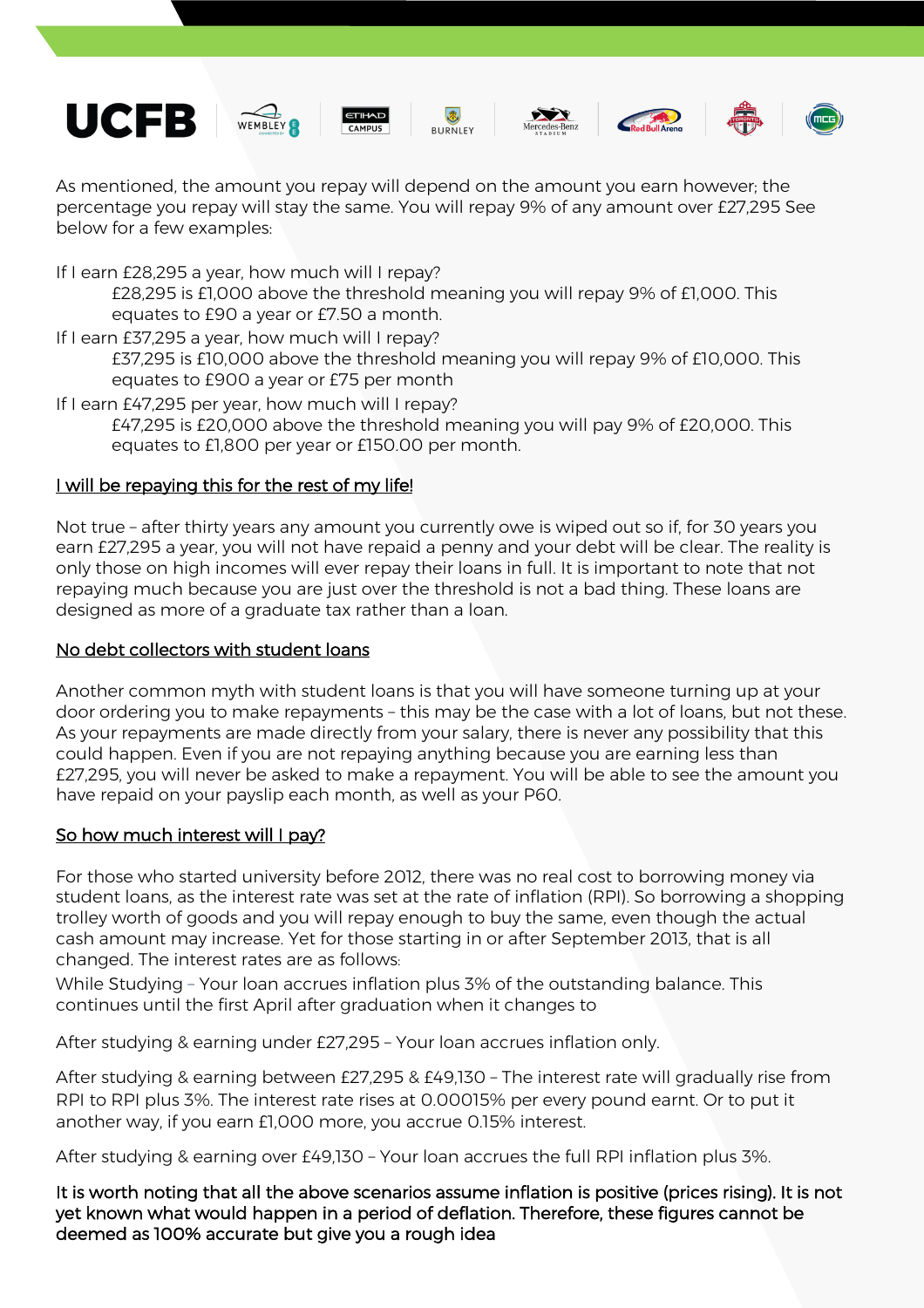As mentioned, the amount you repay will depend on the amount you earn however; the percentage you repay will stay the same. You will repay 9% of any amount over £27,295 See below for a few examples:

If I earn £28,295 a year, how much will I repay?

> £28,295 is £1,000 above the threshold meaning you will repay 9% of £1,000. This equates to £90 a year or £7.50 a month.

If I earn £37,295 a year, how much will I repay?

> £37,295 is £10,000 above the threshold meaning you will repay 9% of £10,000. This equates to £900 a year or £75 per month

If I earn £47,295 per year, how much will I repay?

> £47,295 is £20,000 above the threshold meaning you will pay 9% of £20,000. This equates to £1,800 per year or £150.00 per month.

## I will be repaying this for the rest of my life!

Not true – after thirty years any amount you currently owe is wiped out so if, for 30 years you earn £27,295 a year, you will not have repaid a penny and your debt will be clear. The reality is only those on high incomes will ever repay their loans in full. It is important to note that not repaying much because you are just over the threshold is not a bad thing. These loans are designed as more of a graduate tax rather than a loan.

## No debt collectors with student loans

Another common myth with student loans is that you will have someone turning up at your door ordering you to make repayments – this may be the case with a lot of loans, but not these. As your repayments are made directly from your salary, there is never any possibility that this could happen. Even if you are not repaying anything because you are earning less than £27,295, you will never be asked to make a repayment. You will be able to see the amount you have repaid on your payslip each month, as well as your P60.

## So how much interest will I pay?

For those who started university before 2012, there was no real cost to borrowing money via student loans, as the interest rate was set at the rate of inflation (RPI). So borrowing a shopping trolley worth of goods and you will repay enough to buy the same, even though the actual cash amount may increase. Yet for those starting in or after September 2013, that is all changed. The interest rates are as follows:

While Studying – Your loan accrues inflation plus 3% of the outstanding balance. This continues until the first April after graduation when it changes to

After studying & earning under £27,295 – Your loan accrues inflation only.

After studying & earning between £27,295 & £49,130 – The interest rate will gradually rise from RPI to RPI plus 3%. The interest rate rises at 0.00015% per every pound earnt. Or to put it another way, if you earn £1,000 more, you accrue 0.15% interest.

After studying & earning over £49,130 – Your loan accrues the full RPI inflation plus 3%.

**It is worth noting that all the above scenarios assume inflation is positive (prices rising). It is not yet known what would happen in a period of deflation. Therefore, these figures cannot be deemed as 100% accurate but give you a rough idea**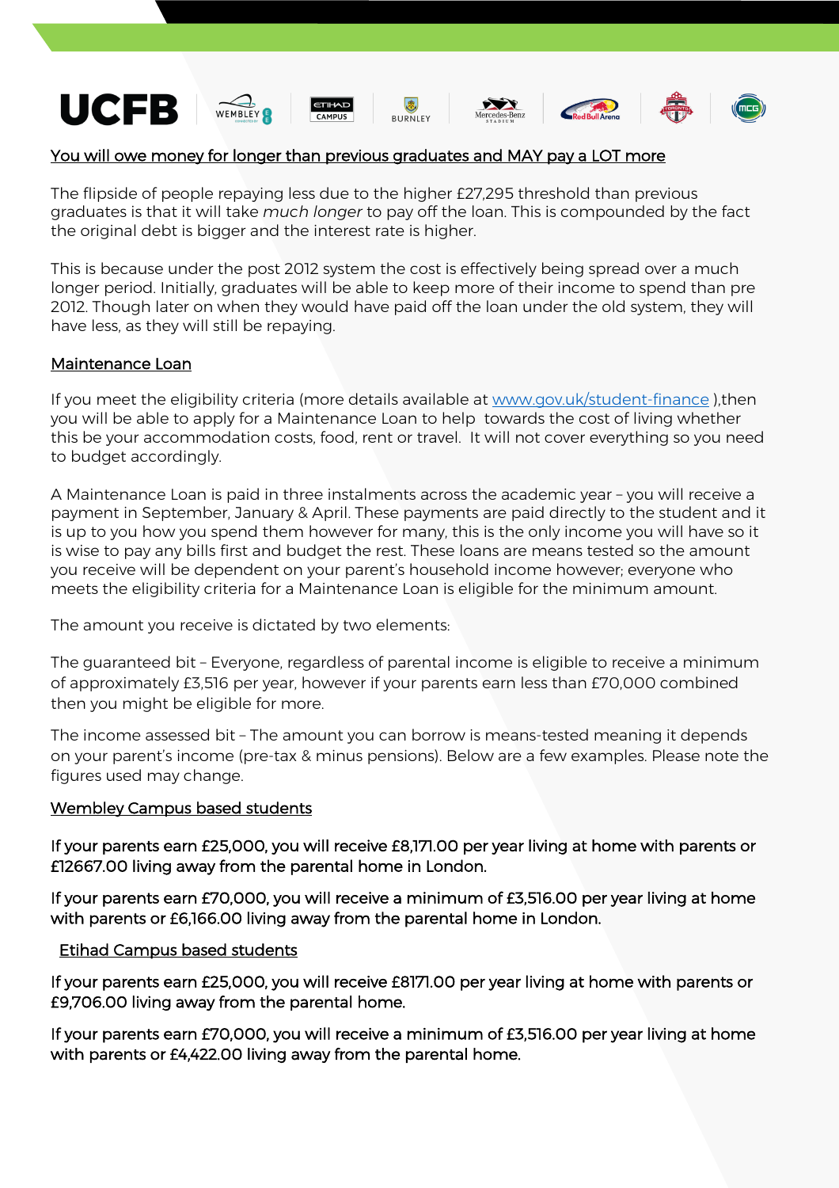<u>You will owe money for longer than previous graduates and MAY pay a LOT more</u>

The flipside of people repaying less due to the higher £27,295 threshold than previous graduates is that it will take *much longer* to pay off the loan. This is compounded by the fact the original debt is bigger and the interest rate is higher.

This is because under the post 2012 system the cost is effectively being spread over a much longer period. Initially, graduates will be able to keep more of their income to spend than pre 2012. Though later on when they would have paid off the loan under the old system, they will have less, as they will still be repaying.

<u>Maintenance Loan</u>

If you meet the eligibility criteria (more details available at [www.gov.uk/student-finance](http://www.gov.uk/student-finance) ),then you will be able to apply for a Maintenance Loan to help towards the cost of living whether this be your accommodation costs, food, rent or travel. It will not cover everything so you need to budget accordingly.

A Maintenance Loan is paid in three instalments across the academic year – you will receive a payment in September, January & April. These payments are paid directly to the student and it is up to you how you spend them however for many, this is the only income you will have so it is wise to pay any bills first and budget the rest. These loans are means tested so the amount you receive will be dependent on your parent's household income however; everyone who meets the eligibility criteria for a Maintenance Loan is eligible for the minimum amount.

The amount you receive is dictated by two elements:

The guaranteed bit – Everyone, regardless of parental income is eligible to receive a minimum of approximately £3,516 per year, however if your parents earn less than £70,000 combined then you might be eligible for more.

The income assessed bit – The amount you can borrow is means-tested meaning it depends on your parent's income (pre-tax & minus pensions). Below are a few examples. Please note the figures used may change.

<u>Wembley Campus based students</u>

If your parents earn £25,000, you will receive £8,171.00 per year living at home with parents or £12667.00 living away from the parental home in London.

If your parents earn £70,000, you will receive a minimum of £3,516.00 per year living at home with parents or £6,166.00 living away from the parental home in London.

<u>Etihad Campus based students</u>

If your parents earn £25,000, you will receive £8171.00 per year living at home with parents or £9,706.00 living away from the parental home.

If your parents earn £70,000, you will receive a minimum of £3,516.00 per year living at home with parents or £4,422.00 living away from the parental home.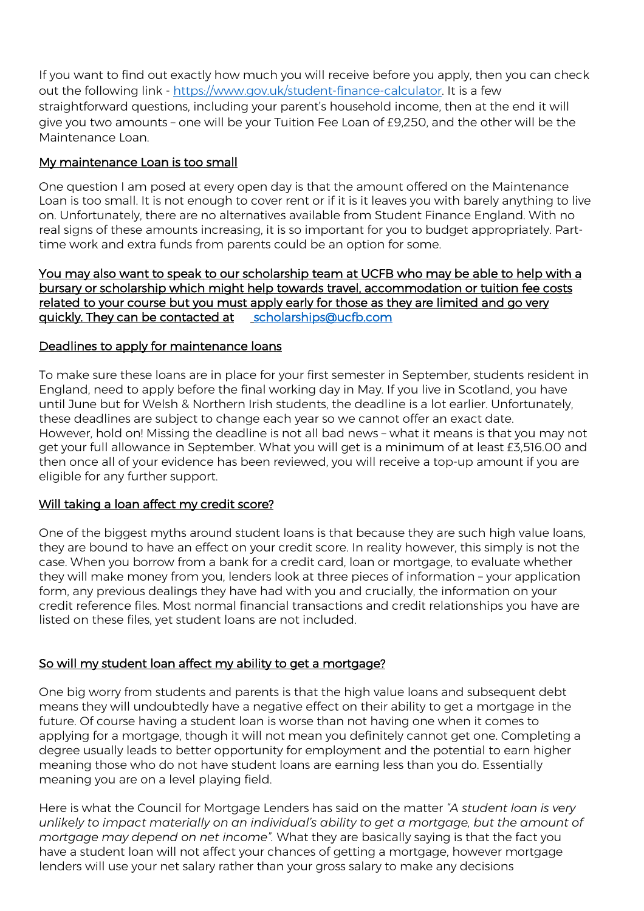If you want to find out exactly how much you will receive before you apply, then you can check out the following link - [https://www.gov.uk/student-finance-calculator](https://www.gov.uk/student-finance-calculator). It is a few straightforward questions, including your parent's household income, then at the end it will give you two amounts – one will be your Tuition Fee Loan of £9,250, and the other will be the Maintenance Loan.

## My maintenance Loan is too small

One question I am posed at every open day is that the amount offered on the Maintenance Loan is too small. It is not enough to cover rent or if it is it leaves you with barely anything to live on. Unfortunately, there are no alternatives available from Student Finance England. With no real signs of these amounts increasing, it is so important for you to budget appropriately. Part-time work and extra funds from parents could be an option for some.

You may also want to speak to our scholarship team at UCFB who may be able to help with a bursary or scholarship which might help towards travel, accommodation or tuition fee costs related to your course but you must apply early for those as they are limited and go very quickly. They can be contacted at scholarships@ucfb.com

## Deadlines to apply for maintenance loans

To make sure these loans are in place for your first semester in September, students resident in England, need to apply before the final working day in May. If you live in Scotland, you have until June but for Welsh & Northern Irish students, the deadline is a lot earlier. Unfortunately, these deadlines are subject to change each year so we cannot offer an exact date.
However, hold on! Missing the deadline is not all bad news – what it means is that you may not get your full allowance in September. What you will get is a minimum of at least £3,516.00 and then once all of your evidence has been reviewed, you will receive a top-up amount if you are eligible for any further support.

## Will taking a loan affect my credit score?

One of the biggest myths around student loans is that because they are such high value loans, they are bound to have an effect on your credit score. In reality however, this simply is not the case. When you borrow from a bank for a credit card, loan or mortgage, to evaluate whether they will make money from you, lenders look at three pieces of information – your application form, any previous dealings they have had with you and crucially, the information on your credit reference files. Most normal financial transactions and credit relationships you have are listed on these files, yet student loans are not included.

## So will my student loan affect my ability to get a mortgage?

One big worry from students and parents is that the high value loans and subsequent debt means they will undoubtedly have a negative effect on their ability to get a mortgage in the future. Of course having a student loan is worse than not having one when it comes to applying for a mortgage, though it will not mean you definitely cannot get one. Completing a degree usually leads to better opportunity for employment and the potential to earn higher meaning those who do not have student loans are earning less than you do. Essentially meaning you are on a level playing field.

Here is what the Council for Mortgage Lenders has said on the matter *"A student loan is very unlikely to impact materially on an individual's ability to get a mortgage, but the amount of mortgage may depend on net income"*. What they are basically saying is that the fact you have a student loan will not affect your chances of getting a mortgage, however mortgage lenders will use your net salary rather than your gross salary to make any decisions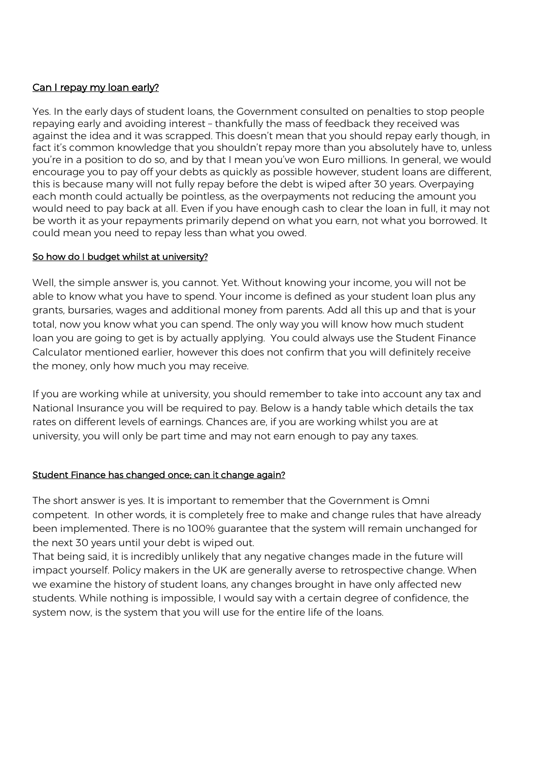## Can I repay my loan early?

Yes. In the early days of student loans, the Government consulted on penalties to stop people repaying early and avoiding interest – thankfully the mass of feedback they received was against the idea and it was scrapped. This doesn't mean that you should repay early though, in fact it's common knowledge that you shouldn't repay more than you absolutely have to, unless you're in a position to do so, and by that I mean you've won Euro millions. In general, we would encourage you to pay off your debts as quickly as possible however, student loans are different, this is because many will not fully repay before the debt is wiped after 30 years. Overpaying each month could actually be pointless, as the overpayments not reducing the amount you would need to pay back at all. Even if you have enough cash to clear the loan in full, it may not be worth it as your repayments primarily depend on what you earn, not what you borrowed. It could mean you need to repay less than what you owed.

## So how do I budget whilst at university?

Well, the simple answer is, you cannot. Yet. Without knowing your income, you will not be able to know what you have to spend. Your income is defined as your student loan plus any grants, bursaries, wages and additional money from parents. Add all this up and that is your total, now you know what you can spend. The only way you will know how much student loan you are going to get is by actually applying. You could always use the Student Finance Calculator mentioned earlier, however this does not confirm that you will definitely receive the money, only how much you may receive.

If you are working while at university, you should remember to take into account any tax and National Insurance you will be required to pay. Below is a handy table which details the tax rates on different levels of earnings. Chances are, if you are working whilst you are at university, you will only be part time and may not earn enough to pay any taxes.

## Student Finance has changed once; can it change again?

The short answer is yes. It is important to remember that the Government is Omni competent. In other words, it is completely free to make and change rules that have already been implemented. There is no 100% guarantee that the system will remain unchanged for the next 30 years until your debt is wiped out.

That being said, it is incredibly unlikely that any negative changes made in the future will impact yourself. Policy makers in the UK are generally averse to retrospective change. When we examine the history of student loans, any changes brought in have only affected new students. While nothing is impossible, I would say with a certain degree of confidence, the system now, is the system that you will use for the entire life of the loans.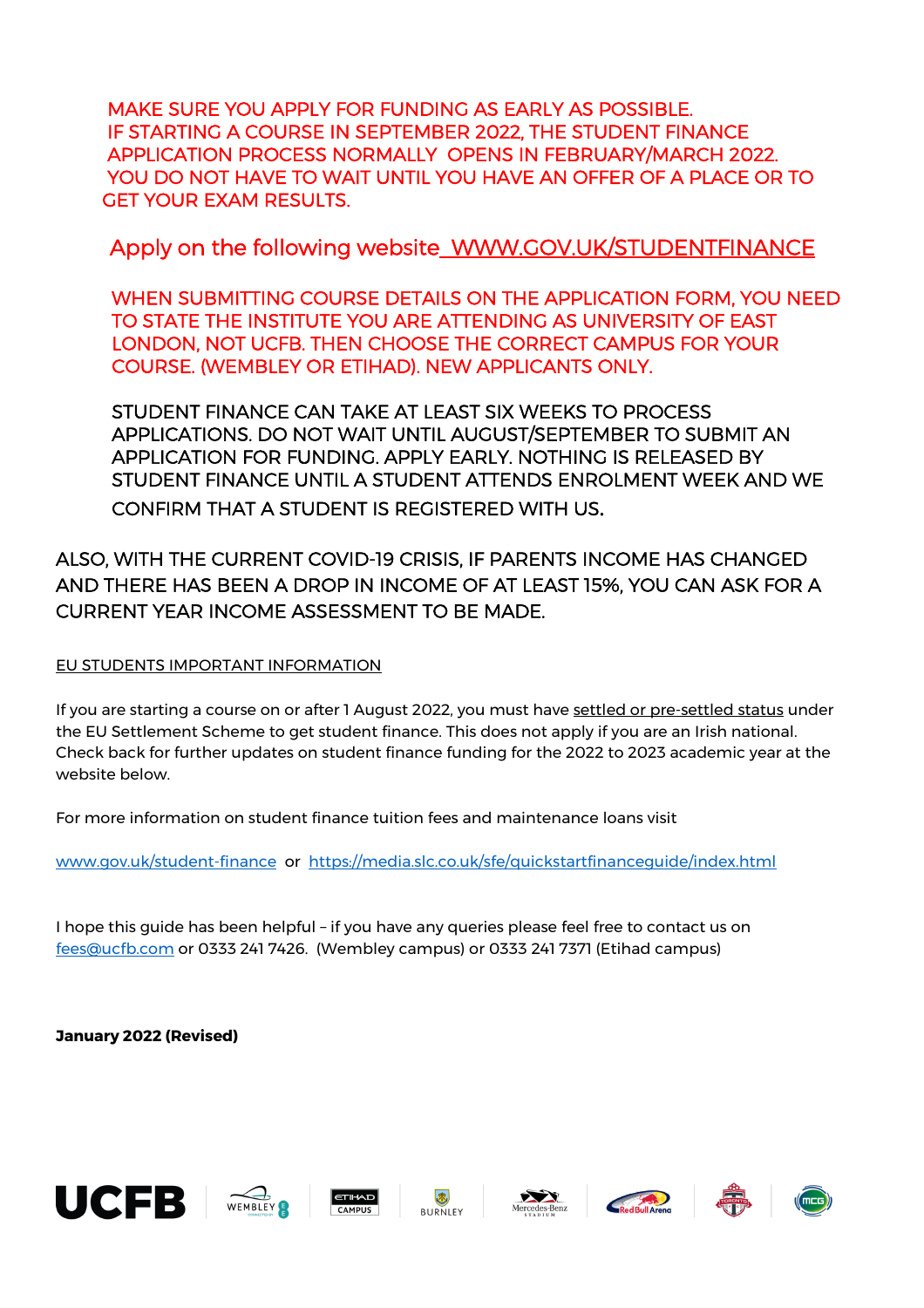MAKE SURE YOU APPLY FOR FUNDING AS EARLY AS POSSIBLE. IF STARTING A COURSE IN SEPTEMBER 2022, THE STUDENT FINANCE APPLICATION PROCESS NORMALLY OPENS IN FEBRUARY/MARCH 2022. YOU DO NOT HAVE TO WAIT UNTIL YOU HAVE AN OFFER OF A PLACE OR TO GET YOUR EXAM RESULTS.

Apply on the following website WWW.GOV.UK/STUDENTFINANCE

WHEN SUBMITTING COURSE DETAILS ON THE APPLICATION FORM, YOU NEED TO STATE THE INSTITUTE YOU ARE ATTENDING AS UNIVERSITY OF EAST LONDON, NOT UCFB. THEN CHOOSE THE CORRECT CAMPUS FOR YOUR COURSE. (WEMBLEY OR ETIHAD). NEW APPLICANTS ONLY.

STUDENT FINANCE CAN TAKE AT LEAST SIX WEEKS TO PROCESS APPLICATIONS. DO NOT WAIT UNTIL AUGUST/SEPTEMBER TO SUBMIT AN APPLICATION FOR FUNDING. APPLY EARLY. NOTHING IS RELEASED BY STUDENT FINANCE UNTIL A STUDENT ATTENDS ENROLMENT WEEK AND WE CONFIRM THAT A STUDENT IS REGISTERED WITH US.

ALSO, WITH THE CURRENT COVID-19 CRISIS, IF PARENTS INCOME HAS CHANGED AND THERE HAS BEEN A DROP IN INCOME OF AT LEAST 15%, YOU CAN ASK FOR A CURRENT YEAR INCOME ASSESSMENT TO BE MADE.

EU STUDENTS IMPORTANT INFORMATION

If you are starting a course on or after 1 August 2022, you must have settled or pre-settled status under the EU Settlement Scheme to get student finance. This does not apply if you are an Irish national. Check back for further updates on student finance funding for the 2022 to 2023 academic year at the website below.

For more information on student finance tuition fees and maintenance loans visit

www.gov.uk/student-finance or https://media.slc.co.uk/sfe/quickstartfinanceguide/index.html

I hope this guide has been helpful – if you have any queries please feel free to contact us on fees@ucfb.com or 0333 241 7426. (Wembley campus) or 0333 241 7371 (Etihad campus)

**January 2022 (Revised)**